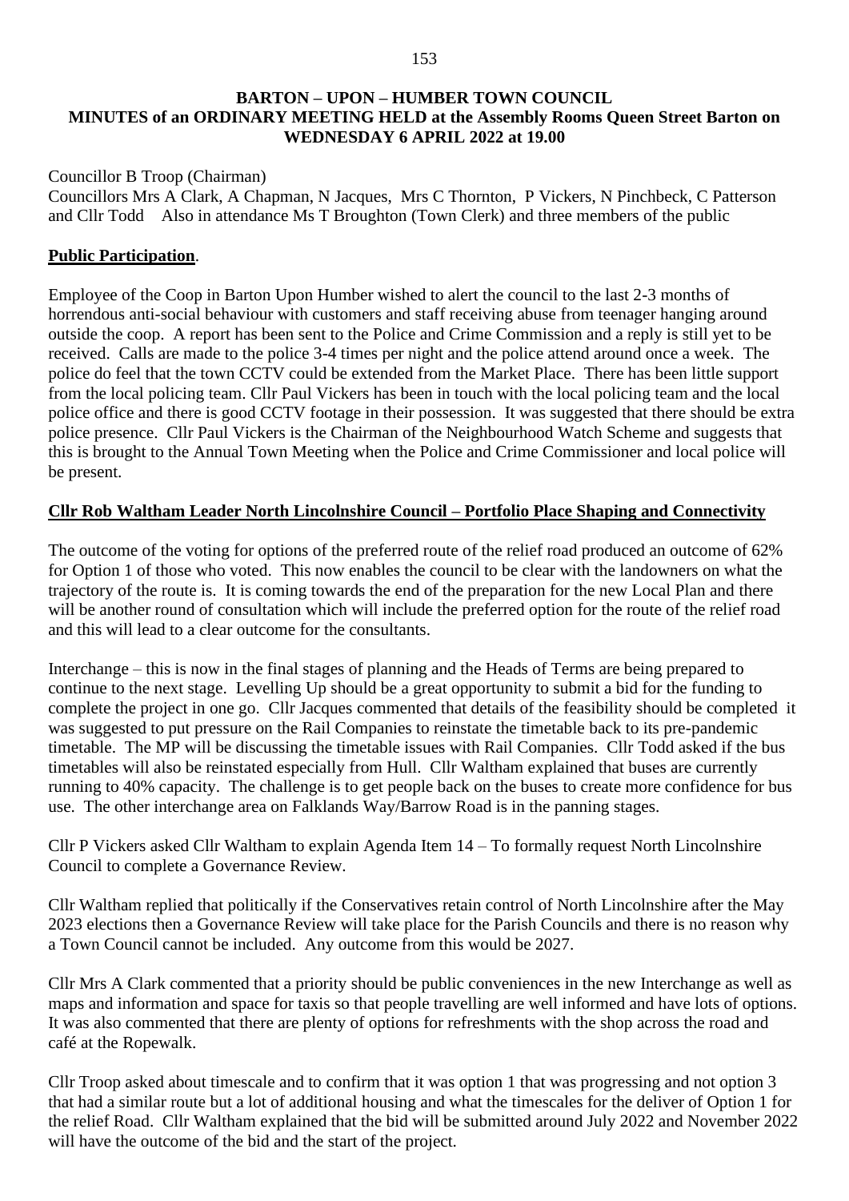**BARTON – UPON – HUMBER TOWN COUNCIL**
**MINUTES of an ORDINARY MEETING HELD at the Assembly Rooms Queen Street Barton on WEDNESDAY 6 APRIL 2022 at 19.00**

Councillor B Troop (Chairman)
Councillors Mrs A Clark, A Chapman, N Jacques, Mrs C Thornton, P Vickers, N Pinchbeck, C Patterson and Cllr Todd Also in attendance Ms T Broughton (Town Clerk) and three members of the public

**Public Participation**.

Employee of the Coop in Barton Upon Humber wished to alert the council to the last 2-3 months of horrendous anti-social behaviour with customers and staff receiving abuse from teenager hanging around outside the coop. A report has been sent to the Police and Crime Commission and a reply is still yet to be received. Calls are made to the police 3-4 times per night and the police attend around once a week. The police do feel that the town CCTV could be extended from the Market Place. There has been little support from the local policing team. Cllr Paul Vickers has been in touch with the local policing team and the local police office and there is good CCTV footage in their possession. It was suggested that there should be extra police presence. Cllr Paul Vickers is the Chairman of the Neighbourhood Watch Scheme and suggests that this is brought to the Annual Town Meeting when the Police and Crime Commissioner and local police will be present.

**Cllr Rob Waltham Leader North Lincolnshire Council – Portfolio Place Shaping and Connectivity**

The outcome of the voting for options of the preferred route of the relief road produced an outcome of 62% for Option 1 of those who voted. This now enables the council to be clear with the landowners on what the trajectory of the route is. It is coming towards the end of the preparation for the new Local Plan and there will be another round of consultation which will include the preferred option for the route of the relief road and this will lead to a clear outcome for the consultants.

Interchange – this is now in the final stages of planning and the Heads of Terms are being prepared to continue to the next stage. Levelling Up should be a great opportunity to submit a bid for the funding to complete the project in one go. Cllr Jacques commented that details of the feasibility should be completed it was suggested to put pressure on the Rail Companies to reinstate the timetable back to its pre-pandemic timetable. The MP will be discussing the timetable issues with Rail Companies. Cllr Todd asked if the bus timetables will also be reinstated especially from Hull. Cllr Waltham explained that buses are currently running to 40% capacity. The challenge is to get people back on the buses to create more confidence for bus use. The other interchange area on Falklands Way/Barrow Road is in the panning stages.

Cllr P Vickers asked Cllr Waltham to explain Agenda Item 14 – To formally request North Lincolnshire Council to complete a Governance Review.

Cllr Waltham replied that politically if the Conservatives retain control of North Lincolnshire after the May 2023 elections then a Governance Review will take place for the Parish Councils and there is no reason why a Town Council cannot be included. Any outcome from this would be 2027.

Cllr Mrs A Clark commented that a priority should be public conveniences in the new Interchange as well as maps and information and space for taxis so that people travelling are well informed and have lots of options. It was also commented that there are plenty of options for refreshments with the shop across the road and café at the Ropewalk.

Cllr Troop asked about timescale and to confirm that it was option 1 that was progressing and not option 3 that had a similar route but a lot of additional housing and what the timescales for the deliver of Option 1 for the relief Road. Cllr Waltham explained that the bid will be submitted around July 2022 and November 2022 will have the outcome of the bid and the start of the project.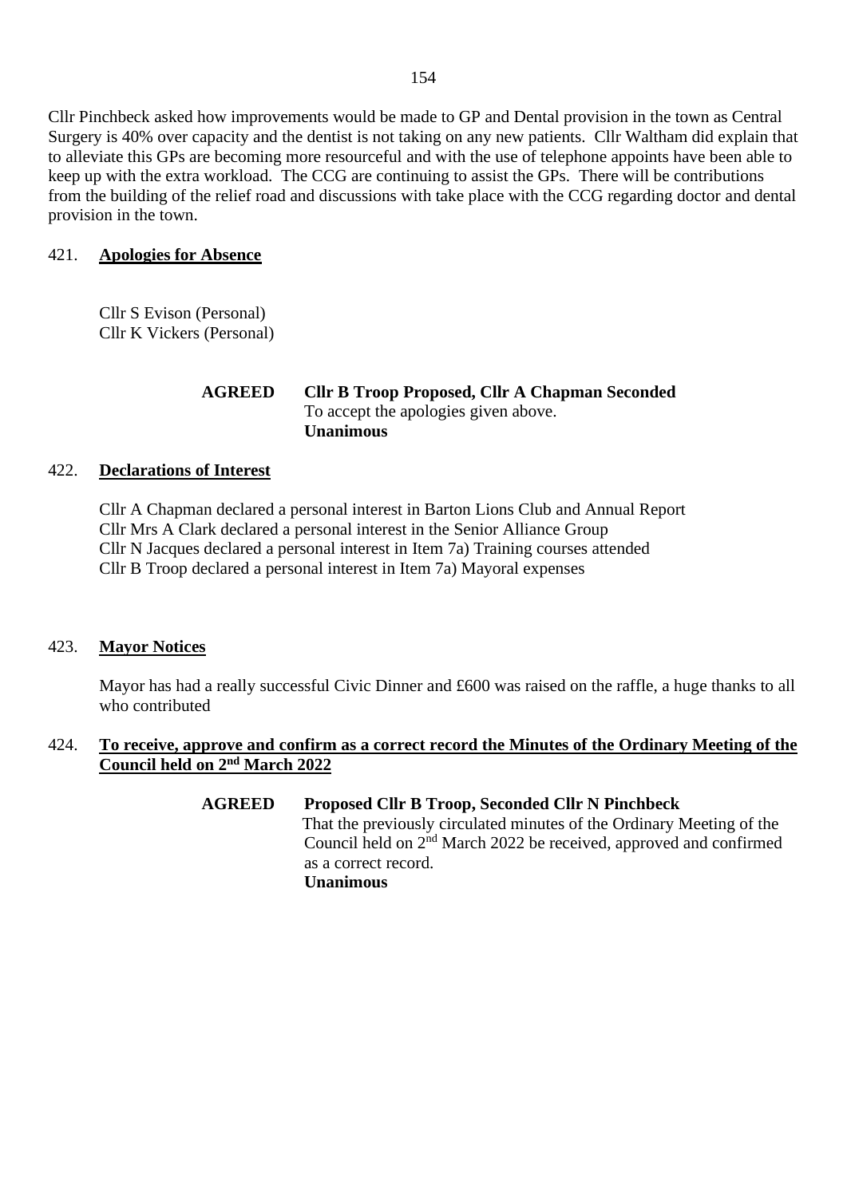Cllr Pinchbeck asked how improvements would be made to GP and Dental provision in the town as Central Surgery is 40% over capacity and the dentist is not taking on any new patients. Cllr Waltham did explain that to alleviate this GPs are becoming more resourceful and with the use of telephone appoints have been able to keep up with the extra workload. The CCG are continuing to assist the GPs. There will be contributions from the building of the relief road and discussions with take place with the CCG regarding doctor and dental provision in the town.

421. **Apologies for Absence**

Cllr S Evison (Personal)
Cllr K Vickers (Personal)

**AGREED** **Cllr B Troop Proposed, Cllr A Chapman Seconded**
To accept the apologies given above.
**Unanimous**

422. **Declarations of Interest**

Cllr A Chapman declared a personal interest in Barton Lions Club and Annual Report
Cllr Mrs A Clark declared a personal interest in the Senior Alliance Group
Cllr N Jacques declared a personal interest in Item 7a) Training courses attended
Cllr B Troop declared a personal interest in Item 7a) Mayoral expenses

423. **Mayor Notices**

Mayor has had a really successful Civic Dinner and £600 was raised on the raffle, a huge thanks to all who contributed

424. **To receive, approve and confirm as a correct record the Minutes of the Ordinary Meeting of the Council held on 2nd March 2022**

**AGREED** **Proposed Cllr B Troop, Seconded Cllr N Pinchbeck**
That the previously circulated minutes of the Ordinary Meeting of the Council held on 2nd March 2022 be received, approved and confirmed as a correct record.
**Unanimous**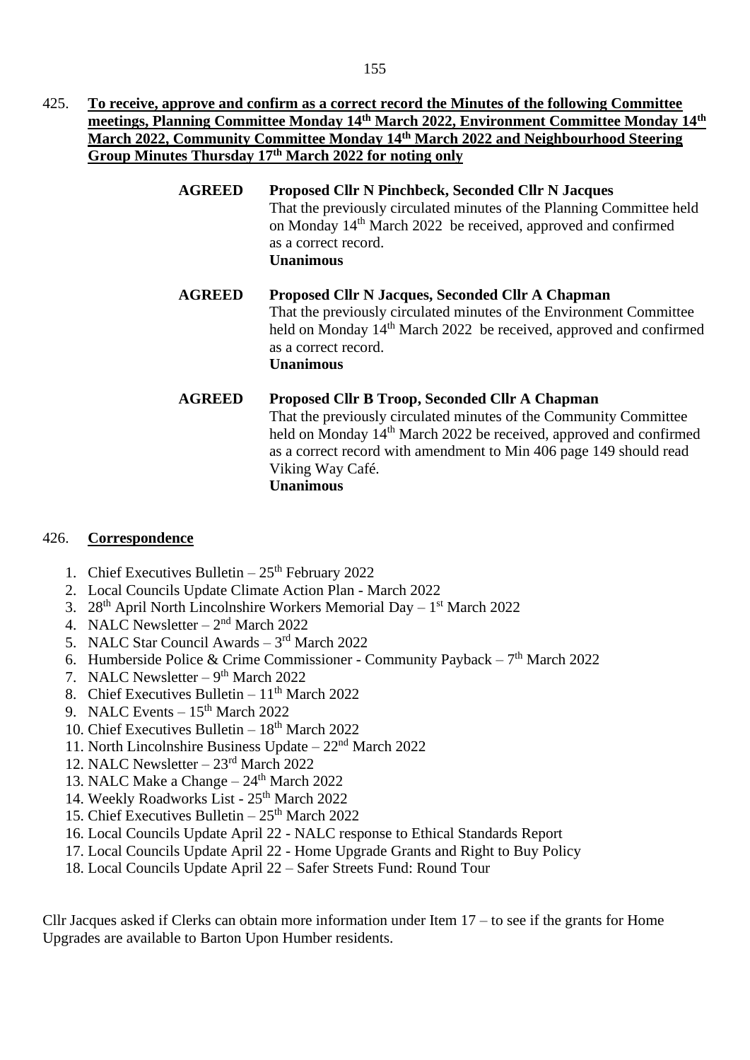425. **To receive, approve and confirm as a correct record the Minutes of the following Committee meetings, Planning Committee Monday 14th March 2022, Environment Committee Monday 14th March 2022, Community Committee Monday 14th March 2022 and Neighbourhood Steering Group Minutes Thursday 17th March 2022 for noting only**

**AGREED** **Proposed Cllr N Pinchbeck, Seconded Cllr N Jacques**
That the previously circulated minutes of the Planning Committee held on Monday 14th March 2022 be received, approved and confirmed as a correct record.
**Unanimous**

**AGREED** **Proposed Cllr N Jacques, Seconded Cllr A Chapman**
That the previously circulated minutes of the Environment Committee held on Monday 14th March 2022 be received, approved and confirmed as a correct record.
**Unanimous**

**AGREED** **Proposed Cllr B Troop, Seconded Cllr A Chapman**
That the previously circulated minutes of the Community Committee held on Monday 14th March 2022 be received, approved and confirmed as a correct record with amendment to Min 406 page 149 should read Viking Way Café.
**Unanimous**

426. **Correspondence**

1. Chief Executives Bulletin – 25th February 2022
2. Local Councils Update Climate Action Plan - March 2022
3. 28th April North Lincolnshire Workers Memorial Day – 1st March 2022
4. NALC Newsletter – 2nd March 2022
5. NALC Star Council Awards – 3rd March 2022
6. Humberside Police & Crime Commissioner - Community Payback – 7th March 2022
7. NALC Newsletter – 9th March 2022
8. Chief Executives Bulletin – 11th March 2022
9. NALC Events – 15th March 2022
10. Chief Executives Bulletin – 18th March 2022
11. North Lincolnshire Business Update – 22nd March 2022
12. NALC Newsletter – 23rd March 2022
13. NALC Make a Change – 24th March 2022
14. Weekly Roadworks List - 25th March 2022
15. Chief Executives Bulletin – 25th March 2022
16. Local Councils Update April 22 - NALC response to Ethical Standards Report
17. Local Councils Update April 22 - Home Upgrade Grants and Right to Buy Policy
18. Local Councils Update April 22 – Safer Streets Fund: Round Tour

Cllr Jacques asked if Clerks can obtain more information under Item 17 – to see if the grants for Home Upgrades are available to Barton Upon Humber residents.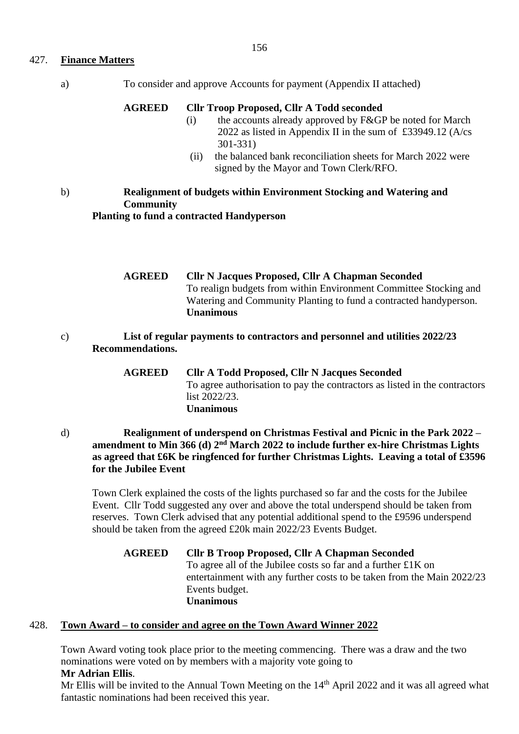## 427. **Finance Matters**

a) To consider and approve Accounts for payment (Appendix II attached)

**AGREED** **Cllr Troop Proposed, Cllr A Todd seconded**

(i) the accounts already approved by F&GP be noted for March 2022 as listed in Appendix II in the sum of £33949.12 (A/cs 301-331)

(ii) the balanced bank reconciliation sheets for March 2022 were signed by the Mayor and Town Clerk/RFO.

b) **Realignment of budgets within Environment Stocking and Watering and Community Planting to fund a contracted Handyperson**

**AGREED** **Cllr N Jacques Proposed, Cllr A Chapman Seconded**
To realign budgets from within Environment Committee Stocking and Watering and Community Planting to fund a contracted handyperson.
**Unanimous**

c) **List of regular payments to contractors and personnel and utilities 2022/23 Recommendations.**

**AGREED** **Cllr A Todd Proposed, Cllr N Jacques Seconded**
To agree authorisation to pay the contractors as listed in the contractors list 2022/23.
**Unanimous**

d) **Realignment of underspend on Christmas Festival and Picnic in the Park 2022 – amendment to Min 366 (d) 2nd March 2022 to include further ex-hire Christmas Lights as agreed that £6K be ringfenced for further Christmas Lights. Leaving a total of £3596 for the Jubilee Event**

Town Clerk explained the costs of the lights purchased so far and the costs for the Jubilee Event. Cllr Todd suggested any over and above the total underspend should be taken from reserves. Town Clerk advised that any potential additional spend to the £9596 underspend should be taken from the agreed £20k main 2022/23 Events Budget.

**AGREED** **Cllr B Troop Proposed, Cllr A Chapman Seconded**
To agree all of the Jubilee costs so far and a further £1K on entertainment with any further costs to be taken from the Main 2022/23 Events budget.
**Unanimous**

## 428. **Town Award – to consider and agree on the Town Award Winner 2022**

Town Award voting took place prior to the meeting commencing. There was a draw and the two nominations were voted on by members with a majority vote going to
**Mr Adrian Ellis**.
Mr Ellis will be invited to the Annual Town Meeting on the 14th April 2022 and it was all agreed what fantastic nominations had been received this year.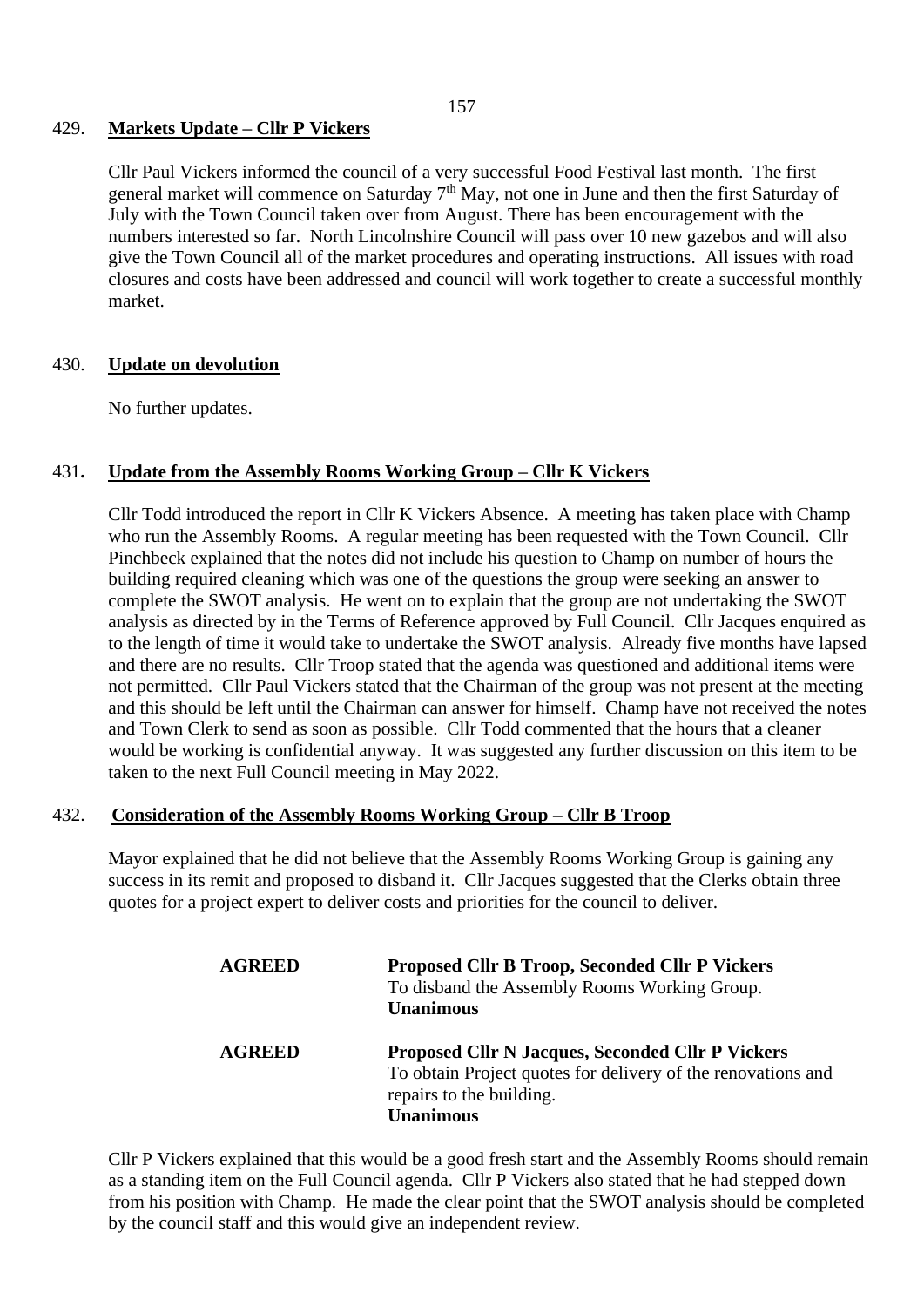429. **Markets Update – Cllr P Vickers**

Cllr Paul Vickers informed the council of a very successful Food Festival last month. The first general market will commence on Saturday 7th May, not one in June and then the first Saturday of July with the Town Council taken over from August. There has been encouragement with the numbers interested so far. North Lincolnshire Council will pass over 10 new gazebos and will also give the Town Council all of the market procedures and operating instructions. All issues with road closures and costs have been addressed and council will work together to create a successful monthly market.

430. **Update on devolution**

No further updates.

431**.** **Update from the Assembly Rooms Working Group – Cllr K Vickers**

Cllr Todd introduced the report in Cllr K Vickers Absence. A meeting has taken place with Champ who run the Assembly Rooms. A regular meeting has been requested with the Town Council. Cllr Pinchbeck explained that the notes did not include his question to Champ on number of hours the building required cleaning which was one of the questions the group were seeking an answer to complete the SWOT analysis. He went on to explain that the group are not undertaking the SWOT analysis as directed by in the Terms of Reference approved by Full Council. Cllr Jacques enquired as to the length of time it would take to undertake the SWOT analysis. Already five months have lapsed and there are no results. Cllr Troop stated that the agenda was questioned and additional items were not permitted. Cllr Paul Vickers stated that the Chairman of the group was not present at the meeting and this should be left until the Chairman can answer for himself. Champ have not received the notes and Town Clerk to send as soon as possible. Cllr Todd commented that the hours that a cleaner would be working is confidential anyway. It was suggested any further discussion on this item to be taken to the next Full Council meeting in May 2022.

432. **Consideration of the Assembly Rooms Working Group – Cllr B Troop**

Mayor explained that he did not believe that the Assembly Rooms Working Group is gaining any success in its remit and proposed to disband it. Cllr Jacques suggested that the Clerks obtain three quotes for a project expert to deliver costs and priorities for the council to deliver.

**AGREED** **Proposed Cllr B Troop, Seconded Cllr P Vickers**
To disband the Assembly Rooms Working Group.
**Unanimous**

**AGREED** **Proposed Cllr N Jacques, Seconded Cllr P Vickers**
To obtain Project quotes for delivery of the renovations and repairs to the building.
**Unanimous**

Cllr P Vickers explained that this would be a good fresh start and the Assembly Rooms should remain as a standing item on the Full Council agenda. Cllr P Vickers also stated that he had stepped down from his position with Champ. He made the clear point that the SWOT analysis should be completed by the council staff and this would give an independent review.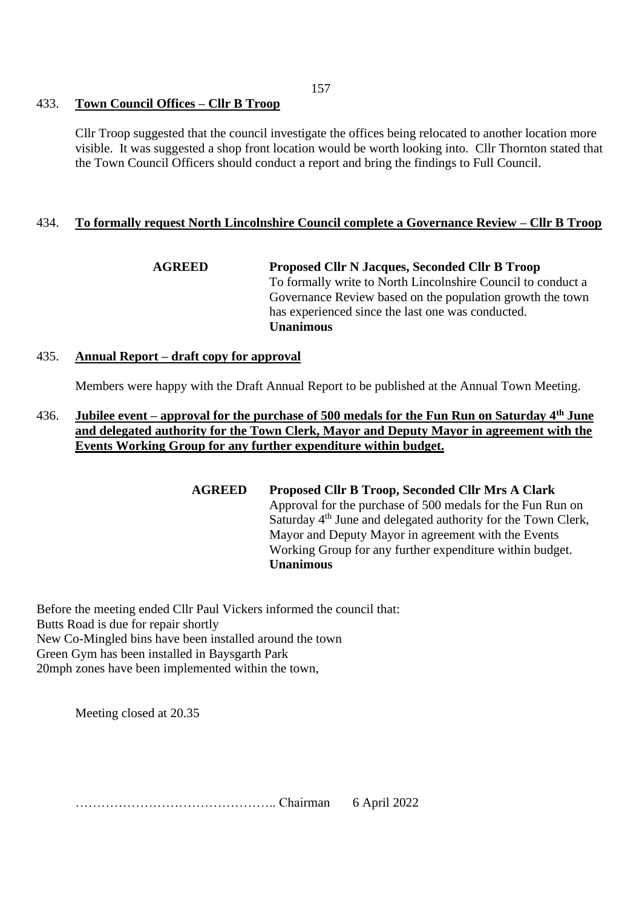433. **<u>Town Council Offices – Cllr B Troop</u>**

Cllr Troop suggested that the council investigate the offices being relocated to another location more visible. It was suggested a shop front location would be worth looking into. Cllr Thornton stated that the Town Council Officers should conduct a report and bring the findings to Full Council.

434. **<u>To formally request North Lincolnshire Council complete a Governance Review – Cllr B Troop</u>**

**AGREED** **Proposed Cllr N Jacques, Seconded Cllr B Troop**
To formally write to North Lincolnshire Council to conduct a Governance Review based on the population growth the town has experienced since the last one was conducted.
**Unanimous**

435. **<u>Annual Report – draft copy for approval</u>**

Members were happy with the Draft Annual Report to be published at the Annual Town Meeting.

436. **<u>Jubilee event – approval for the purchase of 500 medals for the Fun Run on Saturday 4th June and delegated authority for the Town Clerk, Mayor and Deputy Mayor in agreement with the Events Working Group for any further expenditure within budget.</u>**

**AGREED** **Proposed Cllr B Troop, Seconded Cllr Mrs A Clark**
Approval for the purchase of 500 medals for the Fun Run on Saturday 4th June and delegated authority for the Town Clerk, Mayor and Deputy Mayor in agreement with the Events Working Group for any further expenditure within budget.
**Unanimous**

Before the meeting ended Cllr Paul Vickers informed the council that:
Butts Road is due for repair shortly
New Co-Mingled bins have been installed around the town
Green Gym has been installed in Baysgarth Park
20mph zones have been implemented within the town,

Meeting closed at 20.35

……………………………………….. Chairman 6 April 2022